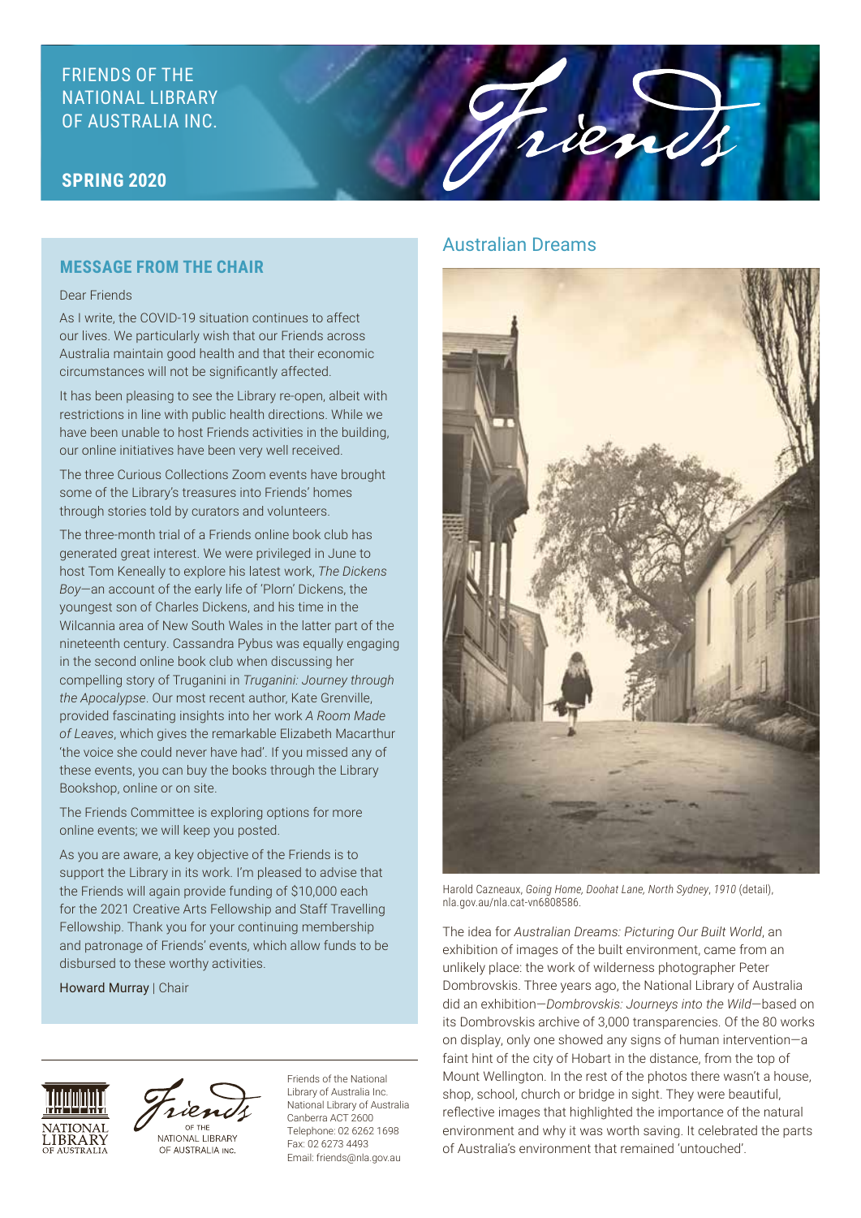FRIENDS OF THE NATIONAL LIBRARY OF AUSTRALIA INC.

**SPRING 2020**

# Friends

## MESSAGE FROM THE CHAIR

Dear Friends

As I write, the COVID-19 situation continues to affect our lives. We particularly wish that our Friends across Australia maintain good health and that their economic circumstances will not be significantly affected.

It has been pleasing to see the Library re-open, albeit with restrictions in line with public health directions. While we have been unable to host Friends activities in the building, our online initiatives have been very well received.

The three Curious Collections Zoom events have brought some of the Library's treasures into Friends' homes through stories told by curators and volunteers.

The three-month trial of a Friends online book club has generated great interest. We were privileged in June to host Tom Keneally to explore his latest work, *The Dickens Boy*—an account of the early life of 'Plorn' Dickens, the youngest son of Charles Dickens, and his time in the Wilcannia area of New South Wales in the latter part of the nineteenth century. Cassandra Pybus was equally engaging in the second online book club when discussing her compelling story of Truganini in *Truganini: Journey through the Apocalypse*. Our most recent author, Kate Grenville, provided fascinating insights into her work *A Room Made of Leaves*, which gives the remarkable Elizabeth Macarthur 'the voice she could never have had'. If you missed any of these events, you can buy the books through the Library Bookshop, online or on site.

The Friends Committee is exploring options for more online events; we will keep you posted.

As you are aware, a key objective of the Friends is to support the Library in its work. I'm pleased to advise that the Friends will again provide funding of $10,000 each for the 2021 Creative Arts Fellowship and Staff Travelling Fellowship. Thank you for your continuing membership and patronage of Friends' events, which allow funds to be disbursed to these worthy activities.

Howard Murray | Chair

Friends of the National Library of Australia Inc.
National Library of Australia
Canberra ACT 2600
Telephone: 02 6262 1698
Fax: 02 6273 4493
Email: friends@nla.gov.au

## Australian Dreams

Harold Cazneaux, *Going Home, Doohat Lane, North Sydney*, *1910* (detail), nla.gov.au/nla.cat-vn6808586.

The idea for *Australian Dreams: Picturing Our Built World*, an exhibition of images of the built environment, came from an unlikely place: the work of wilderness photographer Peter Dombrovskis. Three years ago, the National Library of Australia did an exhibition—*Dombrovskis: Journeys into the Wild*—based on its Dombrovskis archive of 3,000 transparencies. Of the 80 works on display, only one showed any signs of human intervention—a faint hint of the city of Hobart in the distance, from the top of Mount Wellington. In the rest of the photos there wasn't a house, shop, school, church or bridge in sight. They were beautiful, reflective images that highlighted the importance of the natural environment and why it was worth saving. It celebrated the parts of Australia's environment that remained 'untouched'.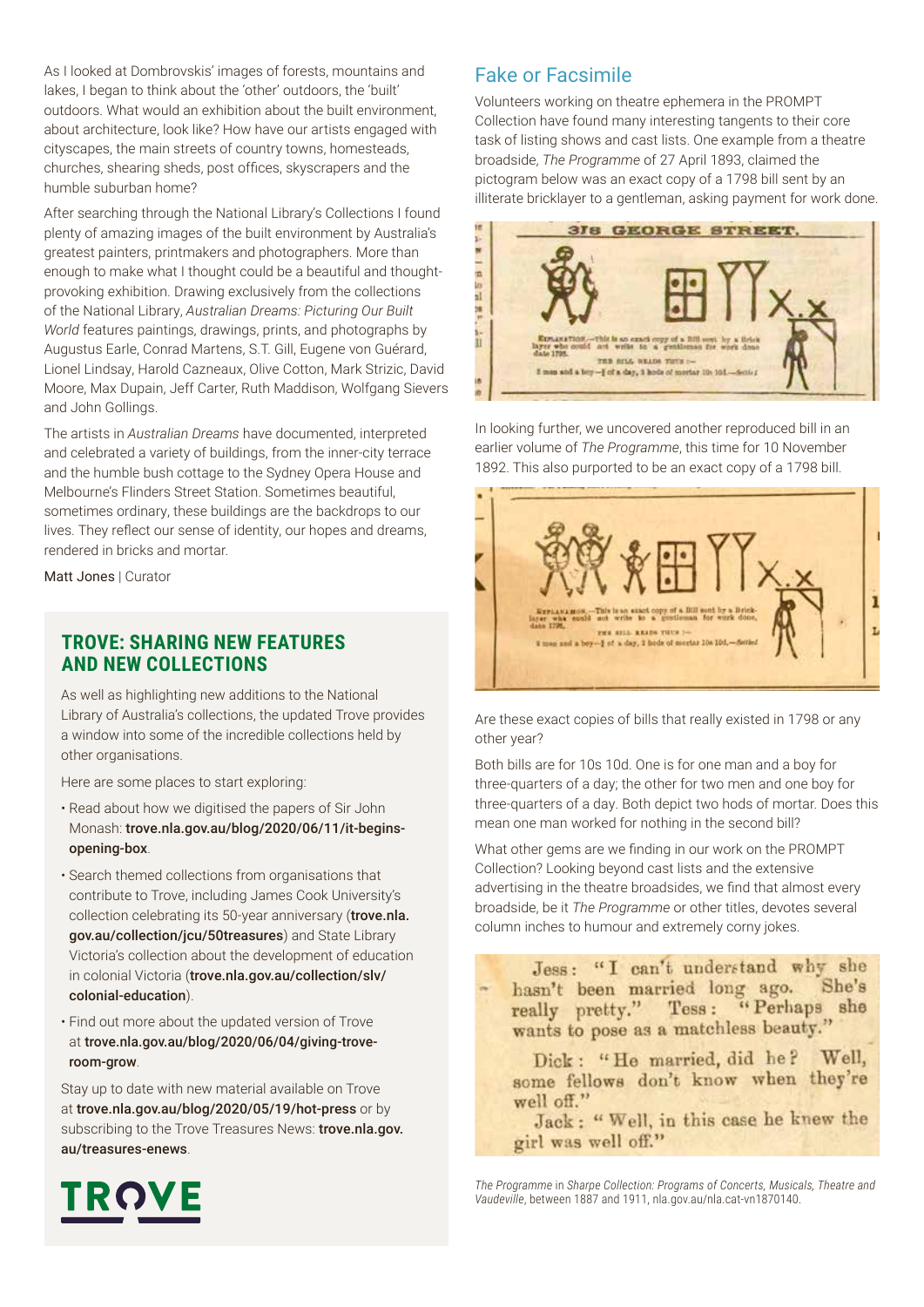As I looked at Dombrovskis' images of forests, mountains and lakes, I began to think about the 'other' outdoors, the 'built' outdoors. What would an exhibition about the built environment, about architecture, look like? How have our artists engaged with cityscapes, the main streets of country towns, homesteads, churches, shearing sheds, post offices, skyscrapers and the humble suburban home?

After searching through the National Library's Collections I found plenty of amazing images of the built environment by Australia's greatest painters, printmakers and photographers. More than enough to make what I thought could be a beautiful and thought-provoking exhibition. Drawing exclusively from the collections of the National Library, *Australian Dreams: Picturing Our Built World* features paintings, drawings, prints, and photographs by Augustus Earle, Conrad Martens, S.T. Gill, Eugene von Guérard, Lionel Lindsay, Harold Cazneaux, Olive Cotton, Mark Strizic, David Moore, Max Dupain, Jeff Carter, Ruth Maddison, Wolfgang Sievers and John Gollings.

The artists in *Australian Dreams* have documented, interpreted and celebrated a variety of buildings, from the inner-city terrace and the humble bush cottage to the Sydney Opera House and Melbourne's Flinders Street Station. Sometimes beautiful, sometimes ordinary, these buildings are the backdrops to our lives. They reflect our sense of identity, our hopes and dreams, rendered in bricks and mortar.

Matt Jones | Curator

## TROVE: SHARING NEW FEATURES AND NEW COLLECTIONS

As well as highlighting new additions to the National Library of Australia's collections, the updated Trove provides a window into some of the incredible collections held by other organisations.

Here are some places to start exploring:

- Read about how we digitised the papers of Sir John Monash: **trove.nla.gov.au/blog/2020/06/11/it-begins-opening-box**.
- Search themed collections from organisations that contribute to Trove, including James Cook University's collection celebrating its 50-year anniversary (**trove.nla.gov.au/collection/jcu/50treasures**) and State Library Victoria's collection about the development of education in colonial Victoria (**trove.nla.gov.au/collection/slv/colonial-education**).
- Find out more about the updated version of Trove at **trove.nla.gov.au/blog/2020/06/04/giving-trove-room-grow**.

Stay up to date with new material available on Trove at **trove.nla.gov.au/blog/2020/05/19/hot-press** or by subscribing to the Trove Treasures News: **trove.nla.gov.au/treasures-enews**.

## Fake or Facsimile

Volunteers working on theatre ephemera in the PROMPT Collection have found many interesting tangents to their core task of listing shows and cast lists. One example from a theatre broadside, *The Programme* of 27 April 1893, claimed the pictogram below was an exact copy of a 1798 bill sent by an illiterate bricklayer to a gentleman, asking payment for work done.

In looking further, we uncovered another reproduced bill in an earlier volume of *The Programme*, this time for 10 November 1892. This also purported to be an exact copy of a 1798 bill.

Are these exact copies of bills that really existed in 1798 or any other year?

Both bills are for 10s 10d. One is for one man and a boy for three-quarters of a day; the other for two men and one boy for three-quarters of a day. Both depict two hods of mortar. Does this mean one man worked for nothing in the second bill?

What other gems are we finding in our work on the PROMPT Collection? Looking beyond cast lists and the extensive advertising in the theatre broadsides, we find that almost every broadside, be it *The Programme* or other titles, devotes several column inches to humour and extremely corny jokes.

Jess: "I can't understand why she hasn't been married long ago. She's really pretty." Tess: "Perhaps she wants to pose as a matchless beauty."

Dick: "He married, did he? Well, some fellows don't know when they're well off."
Jack: "Well, in this case he knew the girl was well off."

*The Programme* in *Sharpe Collection: Programs of Concerts, Musicals, Theatre and Vaudeville*, between 1887 and 1911, nla.gov.au/nla.cat-vn1870140.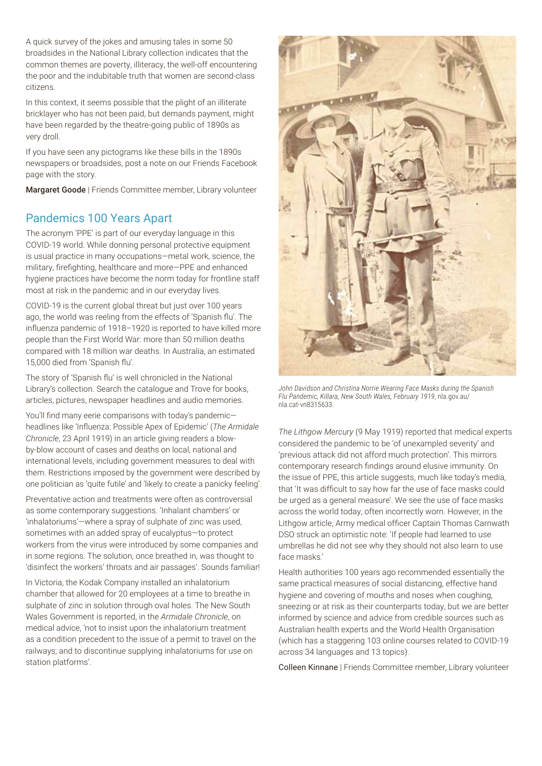A quick survey of the jokes and amusing tales in some 50 broadsides in the National Library collection indicates that the common themes are poverty, illiteracy, the well-off encountering the poor and the indubitable truth that women are second-class citizens.

In this context, it seems possible that the plight of an illiterate bricklayer who has not been paid, but demands payment, might have been regarded by the theatre-going public of 1890s as very droll.

If you have seen any pictograms like these bills in the 1890s newspapers or broadsides, post a note on our Friends Facebook page with the story.

**Margaret Goode** | Friends Committee member, Library volunteer

## Pandemics 100 Years Apart

The acronym 'PPE' is part of our everyday language in this COVID-19 world. While donning personal protective equipment is usual practice in many occupations—metal work, science, the military, firefighting, healthcare and more—PPE and enhanced hygiene practices have become the norm today for frontline staff most at risk in the pandemic and in our everyday lives.

COVID-19 is the current global threat but just over 100 years ago, the world was reeling from the effects of 'Spanish flu'. The influenza pandemic of 1918–1920 is reported to have killed more people than the First World War: more than 50 million deaths compared with 18 million war deaths. In Australia, an estimated 15,000 died from 'Spanish flu'.

The story of 'Spanish flu' is well chronicled in the National Library's collection. Search the catalogue and Trove for books, articles, pictures, newspaper headlines and audio memories.

You'll find many eerie comparisons with today's pandemic—headlines like 'Influenza: Possible Apex of Epidemic' (*The Armidale Chronicle*, 23 April 1919) in an article giving readers a blow-by-blow account of cases and deaths on local, national and international levels, including government measures to deal with them. Restrictions imposed by the government were described by one politician as 'quite futile' and 'likely to create a panicky feeling'.

Preventative action and treatments were often as controversial as some contemporary suggestions. 'Inhalant chambers' or 'inhalatoriums'—where a spray of sulphate of zinc was used, sometimes with an added spray of eucalyptus—to protect workers from the virus were introduced by some companies and in some regions. The solution, once breathed in, was thought to 'disinfect the workers' throats and air passages'. Sounds familiar!

In Victoria, the Kodak Company installed an inhalatorium chamber that allowed for 20 employees at a time to breathe in sulphate of zinc in solution through oval holes. The New South Wales Government is reported, in the *Armidale Chronicle*, on medical advice, 'not to insist upon the inhalatorium treatment as a condition precedent to the issue of a permit to travel on the railways; and to discontinue supplying inhalatoriums for use on station platforms'.

*John Davidson and Christina Norrie Wearing Face Masks during the Spanish Flu Pandemic, Killara, New South Wales, February 1919*, nla.gov.au/nla.cat-vn8315633.

*The Lithgow Mercury* (9 May 1919) reported that medical experts considered the pandemic to be 'of unexampled severity' and 'previous attack did not afford much protection'. This mirrors contemporary research findings around elusive immunity. On the issue of PPE, this article suggests, much like today's media, that 'It was difficult to say how far the use of face masks could be urged as a general measure'. We see the use of face masks across the world today, often incorrectly worn. However, in the Lithgow article, Army medical officer Captain Thomas Carnwath DSO struck an optimistic note: 'If people had learned to use umbrellas he did not see why they should not also learn to use face masks.'

Health authorities 100 years ago recommended essentially the same practical measures of social distancing, effective hand hygiene and covering of mouths and noses when coughing, sneezing or at risk as their counterparts today, but we are better informed by science and advice from credible sources such as Australian health experts and the World Health Organisation (which has a staggering 103 online courses related to COVID-19 across 34 languages and 13 topics).

**Colleen Kinnane** | Friends Committee member, Library volunteer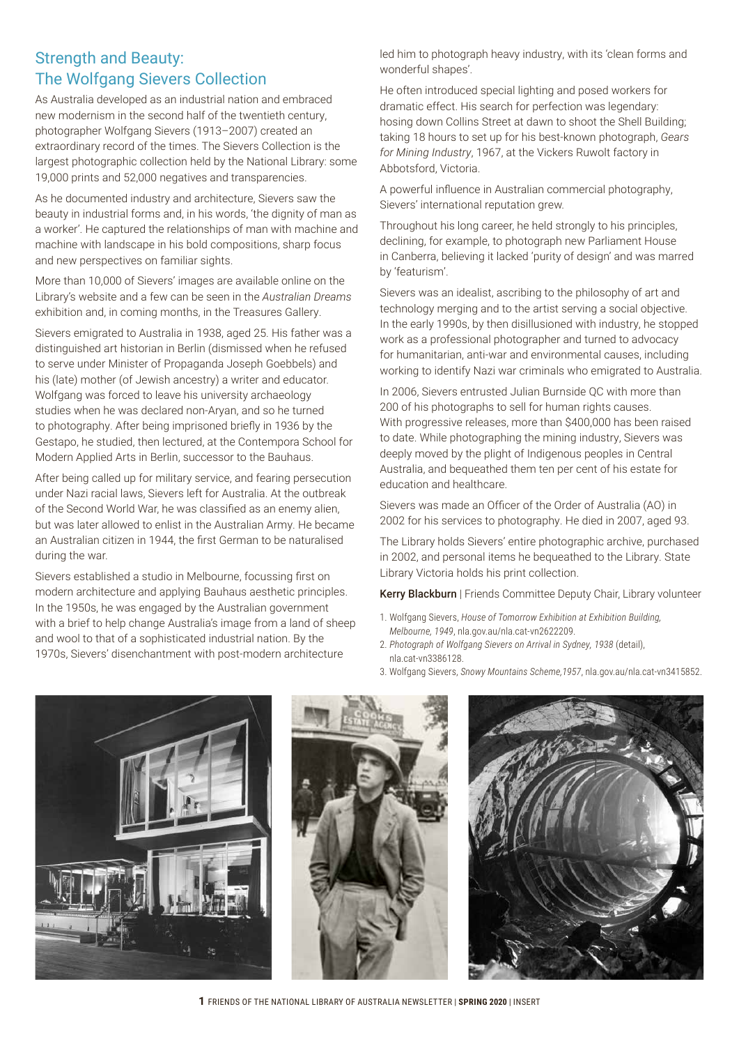## Strength and Beauty: The Wolfgang Sievers Collection

As Australia developed as an industrial nation and embraced new modernism in the second half of the twentieth century, photographer Wolfgang Sievers (1913–2007) created an extraordinary record of the times. The Sievers Collection is the largest photographic collection held by the National Library: some 19,000 prints and 52,000 negatives and transparencies.

As he documented industry and architecture, Sievers saw the beauty in industrial forms and, in his words, 'the dignity of man as a worker'. He captured the relationships of man with machine and machine with landscape in his bold compositions, sharp focus and new perspectives on familiar sights.

More than 10,000 of Sievers' images are available online on the Library's website and a few can be seen in the *Australian Dreams* exhibition and, in coming months, in the Treasures Gallery.

Sievers emigrated to Australia in 1938, aged 25. His father was a distinguished art historian in Berlin (dismissed when he refused to serve under Minister of Propaganda Joseph Goebbels) and his (late) mother (of Jewish ancestry) a writer and educator. Wolfgang was forced to leave his university archaeology studies when he was declared non-Aryan, and so he turned to photography. After being imprisoned briefly in 1936 by the Gestapo, he studied, then lectured, at the Contempora School for Modern Applied Arts in Berlin, successor to the Bauhaus.

After being called up for military service, and fearing persecution under Nazi racial laws, Sievers left for Australia. At the outbreak of the Second World War, he was classified as an enemy alien, but was later allowed to enlist in the Australian Army. He became an Australian citizen in 1944, the first German to be naturalised during the war.

Sievers established a studio in Melbourne, focussing first on modern architecture and applying Bauhaus aesthetic principles. In the 1950s, he was engaged by the Australian government with a brief to help change Australia's image from a land of sheep and wool to that of a sophisticated industrial nation. By the 1970s, Sievers' disenchantment with post-modern architecture led him to photograph heavy industry, with its 'clean forms and wonderful shapes'.

He often introduced special lighting and posed workers for dramatic effect. His search for perfection was legendary: hosing down Collins Street at dawn to shoot the Shell Building; taking 18 hours to set up for his best-known photograph, *Gears for Mining Industry*, 1967, at the Vickers Ruwolt factory in Abbotsford, Victoria.

A powerful influence in Australian commercial photography, Sievers' international reputation grew.

Throughout his long career, he held strongly to his principles, declining, for example, to photograph new Parliament House in Canberra, believing it lacked 'purity of design' and was marred by 'featurism'.

Sievers was an idealist, ascribing to the philosophy of art and technology merging and to the artist serving a social objective. In the early 1990s, by then disillusioned with industry, he stopped work as a professional photographer and turned to advocacy for humanitarian, anti-war and environmental causes, including working to identify Nazi war criminals who emigrated to Australia.

In 2006, Sievers entrusted Julian Burnside QC with more than 200 of his photographs to sell for human rights causes. With progressive releases, more than $400,000 has been raised to date. While photographing the mining industry, Sievers was deeply moved by the plight of Indigenous peoples in Central Australia, and bequeathed them ten per cent of his estate for education and healthcare.

Sievers was made an Officer of the Order of Australia (AO) in 2002 for his services to photography. He died in 2007, aged 93.

The Library holds Sievers' entire photographic archive, purchased in 2002, and personal items he bequeathed to the Library. State Library Victoria holds his print collection.

**Kerry Blackburn** | Friends Committee Deputy Chair, Library volunteer

1. Wolfgang Sievers, *House of Tomorrow Exhibition at Exhibition Building, Melbourne, 1949*, nla.gov.au/nla.cat-vn2622209.
2. *Photograph of Wolfgang Sievers on Arrival in Sydney, 1938* (detail), nla.cat-vn3386128.
3. Wolfgang Sievers, *Snowy Mountains Scheme,1957*, nla.gov.au/nla.cat-vn3415852.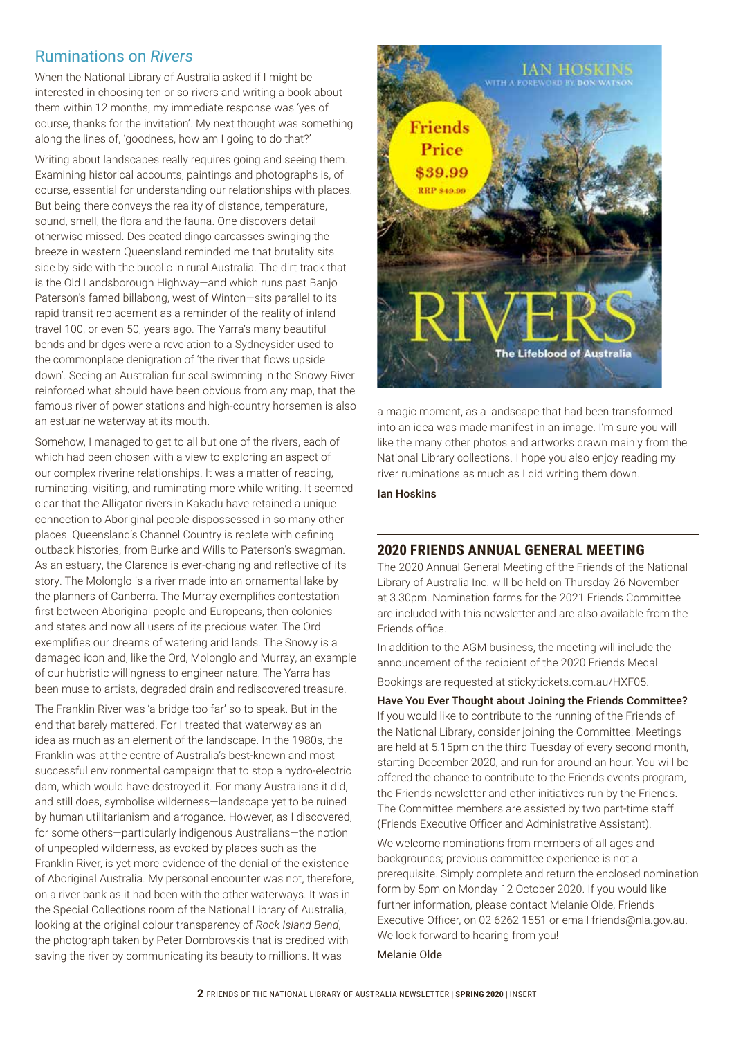## Ruminations on *Rivers*

When the National Library of Australia asked if I might be interested in choosing ten or so rivers and writing a book about them within 12 months, my immediate response was 'yes of course, thanks for the invitation'. My next thought was something along the lines of, 'goodness, how am I going to do that?'

Writing about landscapes really requires going and seeing them. Examining historical accounts, paintings and photographs is, of course, essential for understanding our relationships with places. But being there conveys the reality of distance, temperature, sound, smell, the flora and the fauna. One discovers detail otherwise missed. Desiccated dingo carcasses swinging the breeze in western Queensland reminded me that brutality sits side by side with the bucolic in rural Australia. The dirt track that is the Old Landsborough Highway—and which runs past Banjo Paterson's famed billabong, west of Winton—sits parallel to its rapid transit replacement as a reminder of the reality of inland travel 100, or even 50, years ago. The Yarra's many beautiful bends and bridges were a revelation to a Sydneysider used to the commonplace denigration of 'the river that flows upside down'. Seeing an Australian fur seal swimming in the Snowy River reinforced what should have been obvious from any map, that the famous river of power stations and high-country horsemen is also an estuarine waterway at its mouth.

Somehow, I managed to get to all but one of the rivers, each of which had been chosen with a view to exploring an aspect of our complex riverine relationships. It was a matter of reading, ruminating, visiting, and ruminating more while writing. It seemed clear that the Alligator rivers in Kakadu have retained a unique connection to Aboriginal people dispossessed in so many other places. Queensland's Channel Country is replete with defining outback histories, from Burke and Wills to Paterson's swagman. As an estuary, the Clarence is ever-changing and reflective of its story. The Molonglo is a river made into an ornamental lake by the planners of Canberra. The Murray exemplifies contestation first between Aboriginal people and Europeans, then colonies and states and now all users of its precious water. The Ord exemplifies our dreams of watering arid lands. The Snowy is a damaged icon and, like the Ord, Molonglo and Murray, an example of our hubristic willingness to engineer nature. The Yarra has been muse to artists, degraded drain and rediscovered treasure.

The Franklin River was 'a bridge too far' so to speak. But in the end that barely mattered. For I treated that waterway as an idea as much as an element of the landscape. In the 1980s, the Franklin was at the centre of Australia's best-known and most successful environmental campaign: that to stop a hydro-electric dam, which would have destroyed it. For many Australians it did, and still does, symbolise wilderness—landscape yet to be ruined by human utilitarianism and arrogance. However, as I discovered, for some others—particularly indigenous Australians—the notion of unpeopled wilderness, as evoked by places such as the Franklin River, is yet more evidence of the denial of the existence of Aboriginal Australia. My personal encounter was not, therefore, on a river bank as it had been with the other waterways. It was in the Special Collections room of the National Library of Australia, looking at the original colour transparency of *Rock Island Bend*, the photograph taken by Peter Dombrovskis that is credited with saving the river by communicating its beauty to millions. It was a magic moment, as a landscape that had been transformed into an idea was made manifest in an image. I'm sure you will like the many other photos and artworks drawn mainly from the National Library collections. I hope you also enjoy reading my river ruminations as much as I did writing them down.

Ian Hoskins

IAN HOSKINS
WITH A FOREWORD BY DON WATSON

Friends Price $39.99
RRP $49.99

RIVERS
The Lifeblood of Australia

## 2020 FRIENDS ANNUAL GENERAL MEETING

The 2020 Annual General Meeting of the Friends of the National Library of Australia Inc. will be held on Thursday 26 November at 3.30pm. Nomination forms for the 2021 Friends Committee are included with this newsletter and are also available from the Friends office.

In addition to the AGM business, the meeting will include the announcement of the recipient of the 2020 Friends Medal.

Bookings are requested at stickytickets.com.au/HXF05.

**Have You Ever Thought about Joining the Friends Committee?**

If you would like to contribute to the running of the Friends of the National Library, consider joining the Committee! Meetings are held at 5.15pm on the third Tuesday of every second month, starting December 2020, and run for around an hour. You will be offered the chance to contribute to the Friends events program, the Friends newsletter and other initiatives run by the Friends. The Committee members are assisted by two part-time staff (Friends Executive Officer and Administrative Assistant).

We welcome nominations from members of all ages and backgrounds; previous committee experience is not a prerequisite. Simply complete and return the enclosed nomination form by 5pm on Monday 12 October 2020. If you would like further information, please contact Melanie Olde, Friends Executive Officer, on 02 6262 1551 or email friends@nla.gov.au. We look forward to hearing from you!

Melanie Olde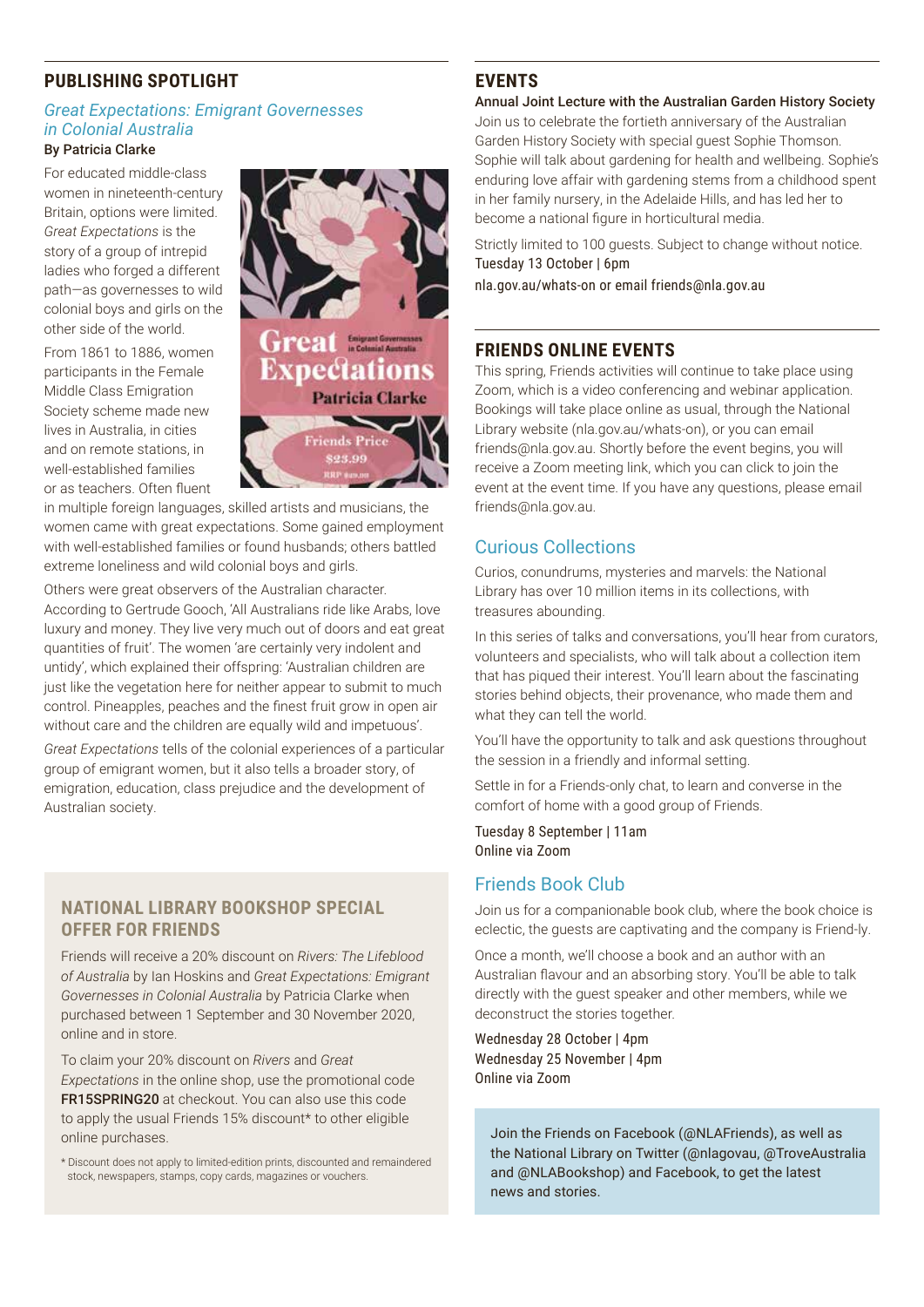## PUBLISHING SPOTLIGHT

### *Great Expectations: Emigrant Governesses in Colonial Australia*

**By Patricia Clarke**

For educated middle-class women in nineteenth-century Britain, options were limited. *Great Expectations* is the story of a group of intrepid ladies who forged a different path—as governesses to wild colonial boys and girls on the other side of the world.

From 1861 to 1886, women participants in the Female Middle Class Emigration Society scheme made new lives in Australia, in cities and on remote stations, in well-established families or as teachers. Often fluent in multiple foreign languages, skilled artists and musicians, the women came with great expectations. Some gained employment with well-established families or found husbands; others battled extreme loneliness and wild colonial boys and girls.

Others were great observers of the Australian character. According to Gertrude Gooch, 'All Australians ride like Arabs, love luxury and money. They live very much out of doors and eat great quantities of fruit'. The women 'are certainly very indolent and untidy', which explained their offspring: 'Australian children are just like the vegetation here for neither appear to submit to much control. Pineapples, peaches and the finest fruit grow in open air without care and the children are equally wild and impetuous'.

*Great Expectations* tells of the colonial experiences of a particular group of emigrant women, but it also tells a broader story, of emigration, education, class prejudice and the development of Australian society.

## NATIONAL LIBRARY BOOKSHOP SPECIAL OFFER FOR FRIENDS

Friends will receive a 20% discount on *Rivers: The Lifeblood of Australia* by Ian Hoskins and *Great Expectations: Emigrant Governesses in Colonial Australia* by Patricia Clarke when purchased between 1 September and 30 November 2020, online and in store.

To claim your 20% discount on *Rivers* and *Great Expectations* in the online shop, use the promotional code **FR15SPRING20** at checkout. You can also use this code to apply the usual Friends 15% discount* to other eligible online purchases.

\* Discount does not apply to limited-edition prints, discounted and remaindered stock, newspapers, stamps, copy cards, magazines or vouchers.

## EVENTS

**Annual Joint Lecture with the Australian Garden History Society**

Join us to celebrate the fortieth anniversary of the Australian Garden History Society with special guest Sophie Thomson. Sophie will talk about gardening for health and wellbeing. Sophie's enduring love affair with gardening stems from a childhood spent in her family nursery, in the Adelaide Hills, and has led her to become a national figure in horticultural media.

Strictly limited to 100 guests. Subject to change without notice.
Tuesday 13 October | 6pm
nla.gov.au/whats-on or email friends@nla.gov.au

## FRIENDS ONLINE EVENTS

This spring, Friends activities will continue to take place using Zoom, which is a video conferencing and webinar application. Bookings will take place online as usual, through the National Library website (nla.gov.au/whats-on), or you can email friends@nla.gov.au. Shortly before the event begins, you will receive a Zoom meeting link, which you can click to join the event at the event time. If you have any questions, please email friends@nla.gov.au.

### Curious Collections

Curios, conundrums, mysteries and marvels: the National Library has over 10 million items in its collections, with treasures abounding.

In this series of talks and conversations, you'll hear from curators, volunteers and specialists, who will talk about a collection item that has piqued their interest. You'll learn about the fascinating stories behind objects, their provenance, who made them and what they can tell the world.

You'll have the opportunity to talk and ask questions throughout the session in a friendly and informal setting.

Settle in for a Friends-only chat, to learn and converse in the comfort of home with a good group of Friends.

Tuesday 8 September | 11am
Online via Zoom

### Friends Book Club

Join us for a companionable book club, where the book choice is eclectic, the guests are captivating and the company is Friend-ly.

Once a month, we'll choose a book and an author with an Australian flavour and an absorbing story. You'll be able to talk directly with the guest speaker and other members, while we deconstruct the stories together.

Wednesday 28 October | 4pm
Wednesday 25 November | 4pm
Online via Zoom

Join the Friends on Facebook (@NLAFriends), as well as the National Library on Twitter (@nlagovau, @TroveAustralia and @NLABookshop) and Facebook, to get the latest news and stories.